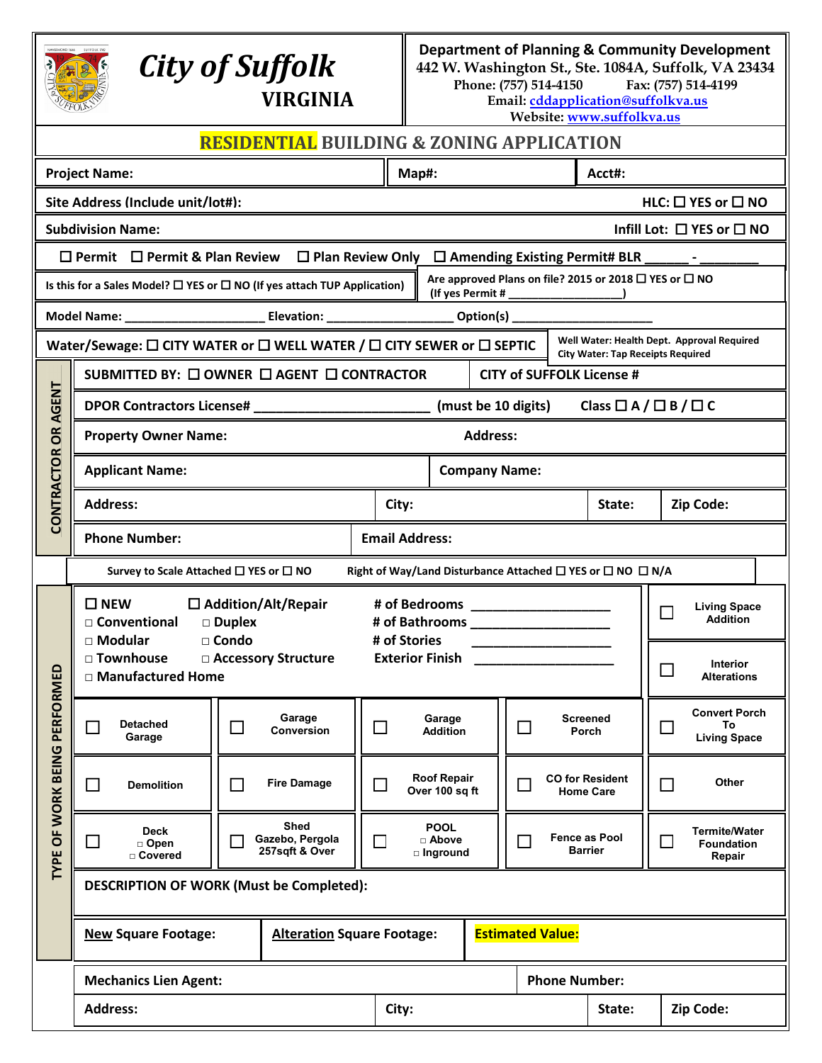# City of Suffolk
## VIRGINIA

**Department of Planning & Community Development**
442 W. Washington St., Ste. 1084A, Suffolk, VA 23434
Phone: (757) 514-4150 Fax: (757) 514-4199
Email: cddapplication@suffolkva.us
Website: www.suffolkva.us

## RESIDENTIAL BUILDING & ZONING APPLICATION

| Project Name: | Map#: | Acct#: |
|---|---|---|

**Site Address (Include unit/lot#):** HLC: ☐ YES or ☐ NO

**Subdivision Name:** Infill Lot: ☐ YES or ☐ NO

☐ Permit ☐ Permit & Plan Review ☐ Plan Review Only ☐ Amending Existing Permit# BLR ______ - ________

Is this for a Sales Model? ☐ YES or ☐ NO (If yes attach TUP Application) | Are approved Plans on file? 2015 or 2018 ☐ YES or ☐ NO (If yes Permit # ________________)

Model Name: ____________________ Elevation: __________________ Option(s) ____________________

Water/Sewage: ☐ CITY WATER or ☐ WELL WATER / ☐ CITY SEWER or ☐ SEPTIC | Well Water: Health Dept. Approval Required; City Water: Tap Receipts Required

### CONTRACTOR OR AGENT

SUBMITTED BY: ☐ OWNER ☐ AGENT ☐ CONTRACTOR | CITY of SUFFOLK License #

DPOR Contractors License# ________________________ (must be 10 digits) Class ☐ A / ☐ B / ☐ C

| Property Owner Name: | Address: | | |
|---|---|---|---|
| Applicant Name: | Company Name: | | |
| Address: | City: | State: | Zip Code: |
| Phone Number: | Email Address: | | |

Survey to Scale Attached ☐ YES or ☐ NO Right of Way/Land Disturbance Attached ☐ YES or ☐ NO ☐ N/A

### TYPE OF WORK BEING PERFORMED

| ☐ NEW | ☐ Addition/Alt/Repair | | |
|---|---|---|---|
| ☐ Conventional | ☐ Duplex | # of Bedrooms | ________________ |
| ☐ Modular | ☐ Condo | # of Bathrooms | ________________ |
| ☐ Townhouse | ☐ Accessory Structure | # of Stories | ________________ |
| ☐ Manufactured Home | | Exterior Finish | ________________ |

☐ Living Space Addition
☐ Interior Alterations

| | | | | |
|---|---|---|---|---|
| ☐ Detached Garage | ☐ Garage Conversion | ☐ Garage Addition | ☐ Screened Porch | ☐ Convert Porch To Living Space |
| ☐ Demolition | ☐ Fire Damage | ☐ Roof Repair Over 100 sq ft | ☐ CO for Resident Home Care | ☐ Other |
| ☐ Deck ☐ Open ☐ Covered | ☐ Shed Gazebo, Pergola 257sqft & Over | ☐ POOL ☐ Above ☐ Inground | ☐ Fence as Pool Barrier | ☐ Termite/Water Foundation Repair |

**DESCRIPTION OF WORK (Must be Completed):**

| New Square Footage: | Alteration Square Footage: | Estimated Value: |
|---|---|---|

| Mechanics Lien Agent: | | Phone Number: | |
|---|---|---|---|
| Address: | City: | State: | Zip Code: |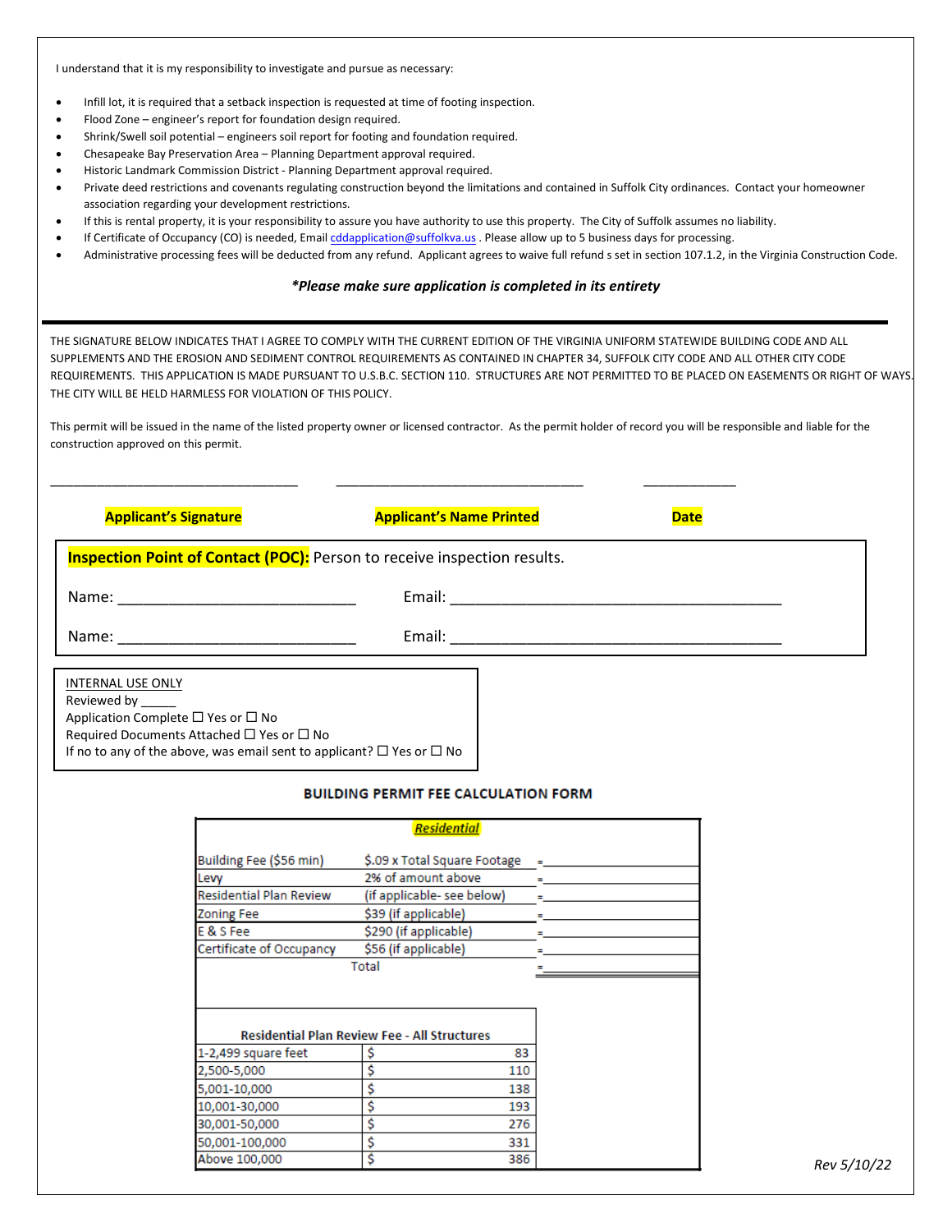I understand that it is my responsibility to investigate and pursue as necessary:

- Infill lot, it is required that a setback inspection is requested at time of footing inspection.
- Flood Zone – engineer's report for foundation design required.
- Shrink/Swell soil potential – engineers soil report for footing and foundation required.
- Chesapeake Bay Preservation Area – Planning Department approval required.
- Historic Landmark Commission District - Planning Department approval required.
- Private deed restrictions and covenants regulating construction beyond the limitations and contained in Suffolk City ordinances. Contact your homeowner association regarding your development restrictions.
- If this is rental property, it is your responsibility to assure you have authority to use this property. The City of Suffolk assumes no liability.
- If Certificate of Occupancy (CO) is needed, Email cddapplication@suffolkva.us . Please allow up to 5 business days for processing.
- Administrative processing fees will be deducted from any refund. Applicant agrees to waive full refund s set in section 107.1.2, in the Virginia Construction Code.

***Please make sure application is completed in its entirety***

---

THE SIGNATURE BELOW INDICATES THAT I AGREE TO COMPLY WITH THE CURRENT EDITION OF THE VIRGINIA UNIFORM STATEWIDE BUILDING CODE AND ALL SUPPLEMENTS AND THE EROSION AND SEDIMENT CONTROL REQUIREMENTS AS CONTAINED IN CHAPTER 34, SUFFOLK CITY CODE AND ALL OTHER CITY CODE REQUIREMENTS. THIS APPLICATION IS MADE PURSUANT TO U.S.B.C. SECTION 110. STRUCTURES ARE NOT PERMITTED TO BE PLACED ON EASEMENTS OR RIGHT OF WAYS. THE CITY WILL BE HELD HARMLESS FOR VIOLATION OF THIS POLICY.

This permit will be issued in the name of the listed property owner or licensed contractor. As the permit holder of record you will be responsible and liable for the construction approved on this permit.

___________________________________ ___________________________________ _____________

**Applicant's Signature** **Applicant's Name Printed** **Date**

**Inspection Point of Contact (POC):** Person to receive inspection results.

Name: _____________________________ Email: ________________________________________

Name: _____________________________ Email: ________________________________________

INTERNAL USE ONLY
Reviewed by _____
Application Complete ☐ Yes or ☐ No
Required Documents Attached ☐ Yes or ☐ No
If no to any of the above, was email sent to applicant? ☐ Yes or ☐ No

**BUILDING PERMIT FEE CALCULATION FORM**

***Residential***

| | | |
|---|---|---|
| Building Fee ($56 min) | $.09 x Total Square Footage | = |
| Levy | 2% of amount above | = |
| Residential Plan Review | (if applicable- see below) | = |
| Zoning Fee | $39 (if applicable) | = |
| E & S Fee | $290 (if applicable) | = |
| Certificate of Occupancy | $56 (if applicable) | = |
| | Total | = |

| Residential Plan Review Fee - All Structures | |
|---|---|
| 1-2,499 square feet | $ 83 |
| 2,500-5,000 | $ 110 |
| 5,001-10,000 | $ 138 |
| 10,001-30,000 | $ 193 |
| 30,001-50,000 | $ 276 |
| 50,001-100,000 | $ 331 |
| Above 100,000 | $ 386 |

*Rev 5/10/22*